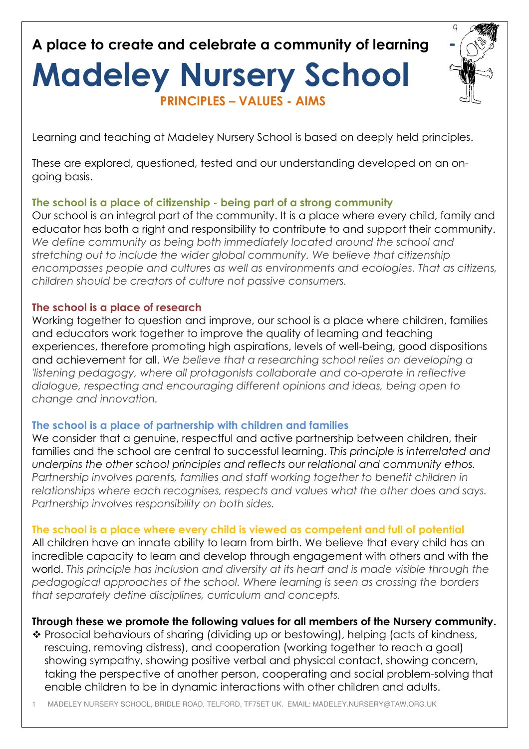**A place to create and celebrate a community of learning -**

# Madeley Nursery School

## PRINCIPLES – VALUES - AIMS

Learning and teaching at Madeley Nursery School is based on deeply held principles.

These are explored, questioned, tested and our understanding developed on an on-going basis.

### The school is a place of citizenship - being part of a strong community

Our school is an integral part of the community. It is a place where every child, family and educator has both a right and responsibility to contribute to and support their community. *We define community as being both immediately located around the school and stretching out to include the wider global community. We believe that citizenship encompasses people and cultures as well as environments and ecologies. That as citizens, children should be creators of culture not passive consumers.*

### The school is a place of research

Working together to question and improve, our school is a place where children, families and educators work together to improve the quality of learning and teaching experiences, therefore promoting high aspirations, levels of well-being, good dispositions and achievement for all. *We believe that a researching school relies on developing a 'listening pedagogy, where all protagonists collaborate and co-operate in reflective dialogue, respecting and encouraging different opinions and ideas, being open to change and innovation.*

### The school is a place of partnership with children and families

We consider that a genuine, respectful and active partnership between children, their families and the school are central to successful learning. *This principle is interrelated and underpins the other school principles and reflects our relational and community ethos. Partnership involves parents, families and staff working together to benefit children in relationships where each recognises, respects and values what the other does and says. Partnership involves responsibility on both sides.*

### The school is a place where every child is viewed as competent and full of potential

All children have an innate ability to learn from birth. We believe that every child has an incredible capacity to learn and develop through engagement with others and with the world. *This principle has inclusion and diversity at its heart and is made visible through the pedagogical approaches of the school. Where learning is seen as crossing the borders that separately define disciplines, curriculum and concepts.*

**Through these we promote the following values for all members of the Nursery community.**

- Prosocial behaviours of sharing (dividing up or bestowing), helping (acts of kindness, rescuing, removing distress), and cooperation (working together to reach a goal) showing sympathy, showing positive verbal and physical contact, showing concern, taking the perspective of another person, cooperating and social problem-solving that enable children to be in dynamic interactions with other children and adults.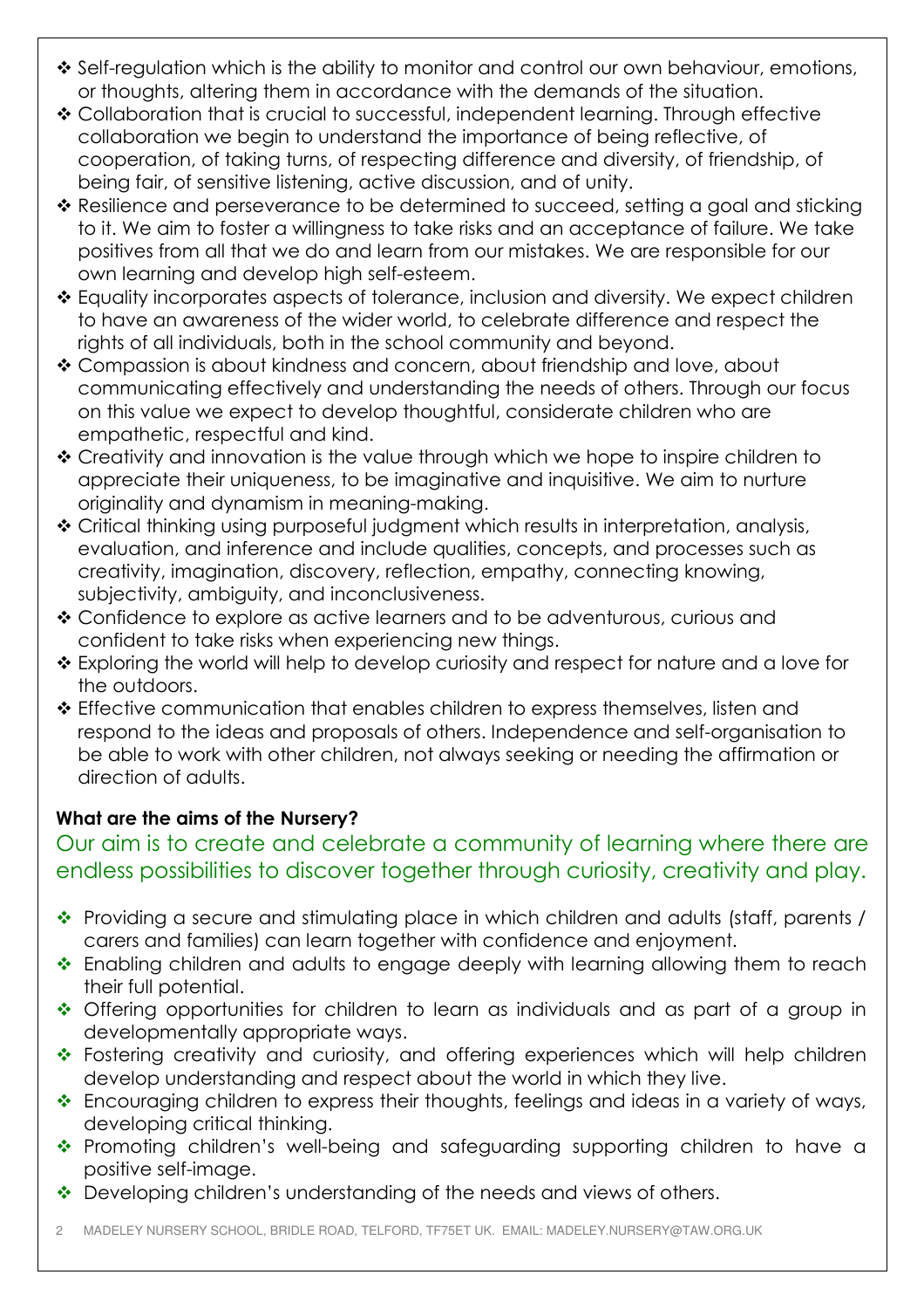- Self-regulation which is the ability to monitor and control our own behaviour, emotions, or thoughts, altering them in accordance with the demands of the situation.
- Collaboration that is crucial to successful, independent learning. Through effective collaboration we begin to understand the importance of being reflective, of cooperation, of taking turns, of respecting difference and diversity, of friendship, of being fair, of sensitive listening, active discussion, and of unity.
- Resilience and perseverance to be determined to succeed, setting a goal and sticking to it. We aim to foster a willingness to take risks and an acceptance of failure. We take positives from all that we do and learn from our mistakes. We are responsible for our own learning and develop high self-esteem.
- Equality incorporates aspects of tolerance, inclusion and diversity. We expect children to have an awareness of the wider world, to celebrate difference and respect the rights of all individuals, both in the school community and beyond.
- Compassion is about kindness and concern, about friendship and love, about communicating effectively and understanding the needs of others. Through our focus on this value we expect to develop thoughtful, considerate children who are empathetic, respectful and kind.
- Creativity and innovation is the value through which we hope to inspire children to appreciate their uniqueness, to be imaginative and inquisitive. We aim to nurture originality and dynamism in meaning-making.
- Critical thinking using purposeful judgment which results in interpretation, analysis, evaluation, and inference and include qualities, concepts, and processes such as creativity, imagination, discovery, reflection, empathy, connecting knowing, subjectivity, ambiguity, and inconclusiveness.
- Confidence to explore as active learners and to be adventurous, curious and confident to take risks when experiencing new things.
- Exploring the world will help to develop curiosity and respect for nature and a love for the outdoors.
- Effective communication that enables children to express themselves, listen and respond to the ideas and proposals of others. Independence and self-organisation to be able to work with other children, not always seeking or needing the affirmation or direction of adults.

**What are the aims of the Nursery?**

Our aim is to create and celebrate a community of learning where there are endless possibilities to discover together through curiosity, creativity and play.

- Providing a secure and stimulating place in which children and adults (staff, parents / carers and families) can learn together with confidence and enjoyment.
- Enabling children and adults to engage deeply with learning allowing them to reach their full potential.
- Offering opportunities for children to learn as individuals and as part of a group in developmentally appropriate ways.
- Fostering creativity and curiosity, and offering experiences which will help children develop understanding and respect about the world in which they live.
- Encouraging children to express their thoughts, feelings and ideas in a variety of ways, developing critical thinking.
- Promoting children's well-being and safeguarding supporting children to have a positive self-image.
- Developing children's understanding of the needs and views of others.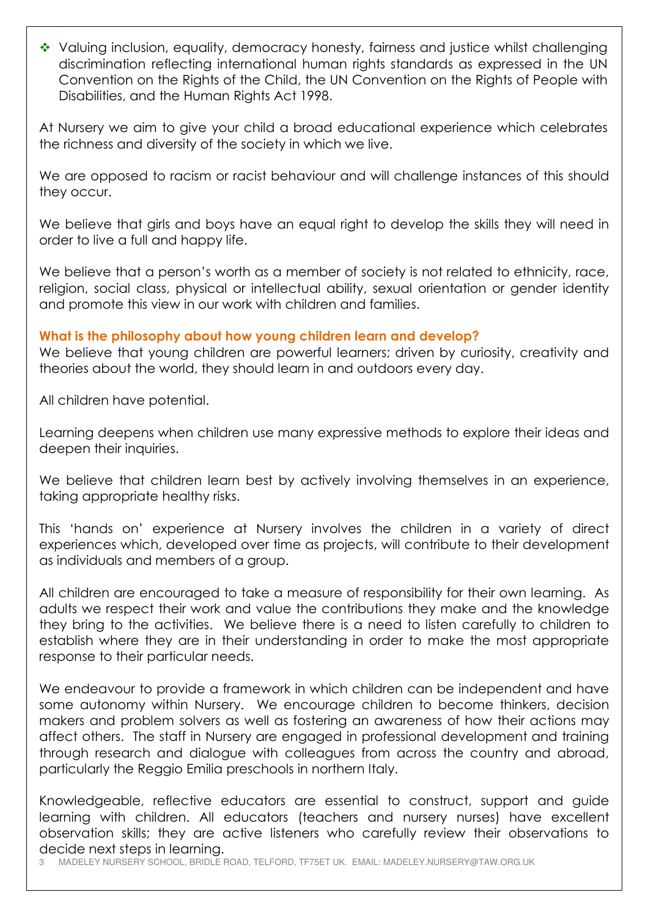- Valuing inclusion, equality, democracy honesty, fairness and justice whilst challenging discrimination reflecting international human rights standards as expressed in the UN Convention on the Rights of the Child, the UN Convention on the Rights of People with Disabilities, and the Human Rights Act 1998.

At Nursery we aim to give your child a broad educational experience which celebrates the richness and diversity of the society in which we live.

We are opposed to racism or racist behaviour and will challenge instances of this should they occur.

We believe that girls and boys have an equal right to develop the skills they will need in order to live a full and happy life.

We believe that a person's worth as a member of society is not related to ethnicity, race, religion, social class, physical or intellectual ability, sexual orientation or gender identity and promote this view in our work with children and families.

**What is the philosophy about how young children learn and develop?**

We believe that young children are powerful learners; driven by curiosity, creativity and theories about the world, they should learn in and outdoors every day.

All children have potential.

Learning deepens when children use many expressive methods to explore their ideas and deepen their inquiries.

We believe that children learn best by actively involving themselves in an experience, taking appropriate healthy risks.

This 'hands on' experience at Nursery involves the children in a variety of direct experiences which, developed over time as projects, will contribute to their development as individuals and members of a group.

All children are encouraged to take a measure of responsibility for their own learning. As adults we respect their work and value the contributions they make and the knowledge they bring to the activities. We believe there is a need to listen carefully to children to establish where they are in their understanding in order to make the most appropriate response to their particular needs.

We endeavour to provide a framework in which children can be independent and have some autonomy within Nursery. We encourage children to become thinkers, decision makers and problem solvers as well as fostering an awareness of how their actions may affect others. The staff in Nursery are engaged in professional development and training through research and dialogue with colleagues from across the country and abroad, particularly the Reggio Emilia preschools in northern Italy.

Knowledgeable, reflective educators are essential to construct, support and guide learning with children. All educators (teachers and nursery nurses) have excellent observation skills; they are active listeners who carefully review their observations to decide next steps in learning.